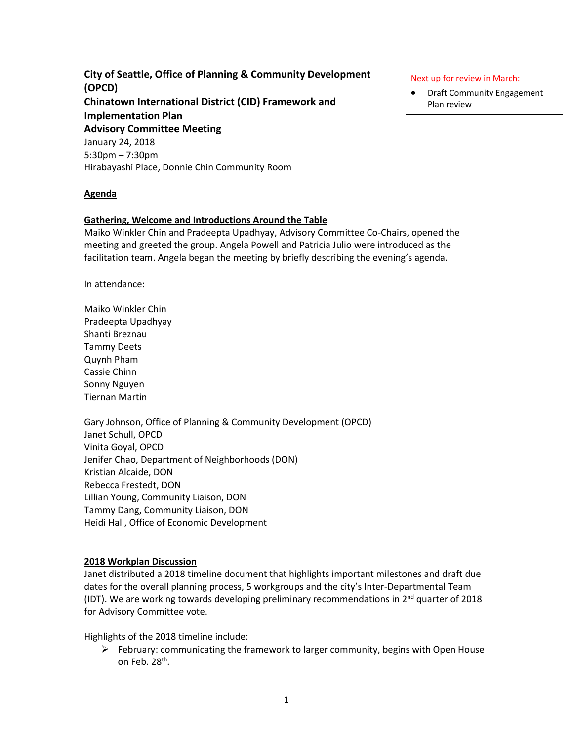**City of Seattle, Office of Planning & Community Development (OPCD)**
**Chinatown International District (CID) Framework and Implementation Plan**
**Advisory Committee Meeting**
January 24, 2018
5:30pm – 7:30pm
Hirabayashi Place, Donnie Chin Community Room

> Next up for review in March:
> - Draft Community Engagement Plan review

**Agenda**

**Gathering, Welcome and Introductions Around the Table**

Maiko Winkler Chin and Pradeepta Upadhyay, Advisory Committee Co-Chairs, opened the meeting and greeted the group. Angela Powell and Patricia Julio were introduced as the facilitation team. Angela began the meeting by briefly describing the evening's agenda.

In attendance:

Maiko Winkler Chin
Pradeepta Upadhyay
Shanti Breznau
Tammy Deets
Quynh Pham
Cassie Chinn
Sonny Nguyen
Tiernan Martin

Gary Johnson, Office of Planning & Community Development (OPCD)
Janet Schull, OPCD
Vinita Goyal, OPCD
Jenifer Chao, Department of Neighborhoods (DON)
Kristian Alcaide, DON
Rebecca Frestedt, DON
Lillian Young, Community Liaison, DON
Tammy Dang, Community Liaison, DON
Heidi Hall, Office of Economic Development

**2018 Workplan Discussion**

Janet distributed a 2018 timeline document that highlights important milestones and draft due dates for the overall planning process, 5 workgroups and the city's Inter-Departmental Team (IDT). We are working towards developing preliminary recommendations in 2nd quarter of 2018 for Advisory Committee vote.

Highlights of the 2018 timeline include:

- February: communicating the framework to larger community, begins with Open House on Feb. 28th.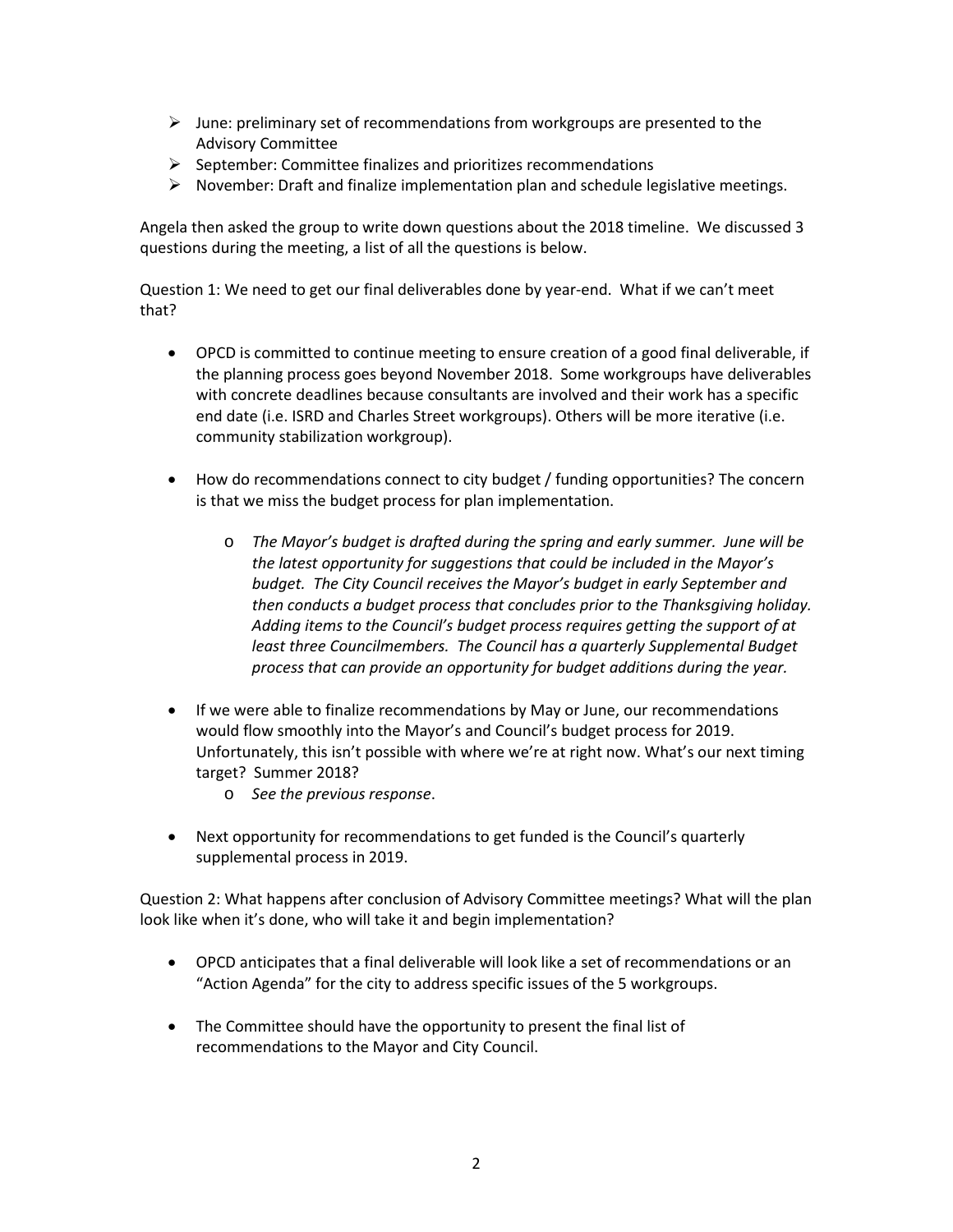- June: preliminary set of recommendations from workgroups are presented to the Advisory Committee
- September: Committee finalizes and prioritizes recommendations
- November: Draft and finalize implementation plan and schedule legislative meetings.

Angela then asked the group to write down questions about the 2018 timeline. We discussed 3 questions during the meeting, a list of all the questions is below.

Question 1: We need to get our final deliverables done by year-end. What if we can't meet that?

- OPCD is committed to continue meeting to ensure creation of a good final deliverable, if the planning process goes beyond November 2018. Some workgroups have deliverables with concrete deadlines because consultants are involved and their work has a specific end date (i.e. ISRD and Charles Street workgroups). Others will be more iterative (i.e. community stabilization workgroup).

- How do recommendations connect to city budget / funding opportunities? The concern is that we miss the budget process for plan implementation.

    - *The Mayor's budget is drafted during the spring and early summer. June will be the latest opportunity for suggestions that could be included in the Mayor's budget. The City Council receives the Mayor's budget in early September and then conducts a budget process that concludes prior to the Thanksgiving holiday. Adding items to the Council's budget process requires getting the support of at least three Councilmembers. The Council has a quarterly Supplemental Budget process that can provide an opportunity for budget additions during the year.*

- If we were able to finalize recommendations by May or June, our recommendations would flow smoothly into the Mayor's and Council's budget process for 2019. Unfortunately, this isn't possible with where we're at right now. What's our next timing target? Summer 2018?
    - *See the previous response*.

- Next opportunity for recommendations to get funded is the Council's quarterly supplemental process in 2019.

Question 2: What happens after conclusion of Advisory Committee meetings? What will the plan look like when it's done, who will take it and begin implementation?

- OPCD anticipates that a final deliverable will look like a set of recommendations or an "Action Agenda" for the city to address specific issues of the 5 workgroups.

- The Committee should have the opportunity to present the final list of recommendations to the Mayor and City Council.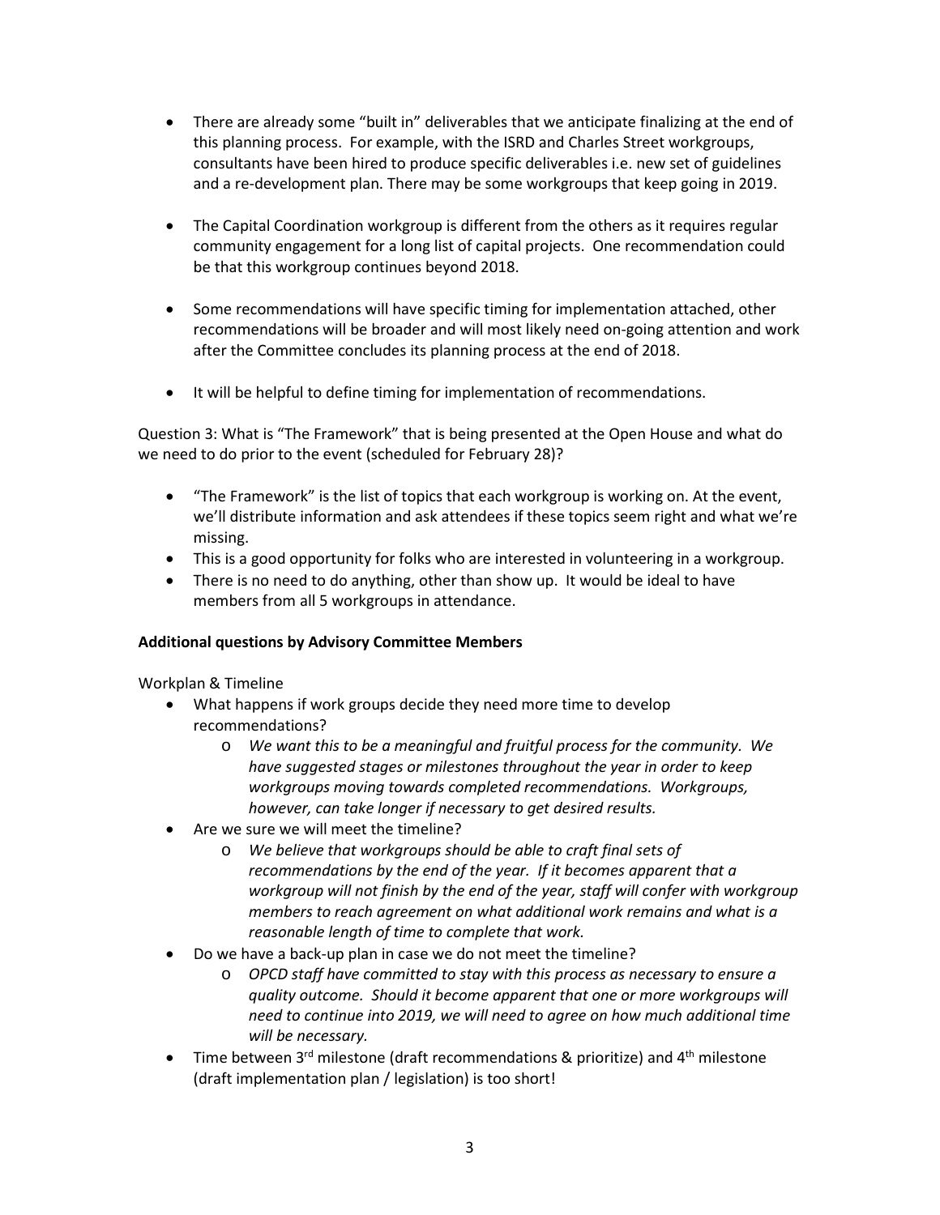- There are already some "built in" deliverables that we anticipate finalizing at the end of this planning process. For example, with the ISRD and Charles Street workgroups, consultants have been hired to produce specific deliverables i.e. new set of guidelines and a re-development plan. There may be some workgroups that keep going in 2019.

- The Capital Coordination workgroup is different from the others as it requires regular community engagement for a long list of capital projects. One recommendation could be that this workgroup continues beyond 2018.

- Some recommendations will have specific timing for implementation attached, other recommendations will be broader and will most likely need on-going attention and work after the Committee concludes its planning process at the end of 2018.

- It will be helpful to define timing for implementation of recommendations.

Question 3: What is "The Framework" that is being presented at the Open House and what do we need to do prior to the event (scheduled for February 28)?

- "The Framework" is the list of topics that each workgroup is working on. At the event, we'll distribute information and ask attendees if these topics seem right and what we're missing.
- This is a good opportunity for folks who are interested in volunteering in a workgroup.
- There is no need to do anything, other than show up. It would be ideal to have members from all 5 workgroups in attendance.

**Additional questions by Advisory Committee Members**

Workplan & Timeline

- What happens if work groups decide they need more time to develop recommendations?
    - *We want this to be a meaningful and fruitful process for the community. We have suggested stages or milestones throughout the year in order to keep workgroups moving towards completed recommendations. Workgroups, however, can take longer if necessary to get desired results.*
- Are we sure we will meet the timeline?
    - *We believe that workgroups should be able to craft final sets of recommendations by the end of the year. If it becomes apparent that a workgroup will not finish by the end of the year, staff will confer with workgroup members to reach agreement on what additional work remains and what is a reasonable length of time to complete that work.*
- Do we have a back-up plan in case we do not meet the timeline?
    - *OPCD staff have committed to stay with this process as necessary to ensure a quality outcome. Should it become apparent that one or more workgroups will need to continue into 2019, we will need to agree on how much additional time will be necessary.*
- Time between 3rd milestone (draft recommendations & prioritize) and 4th milestone (draft implementation plan / legislation) is too short!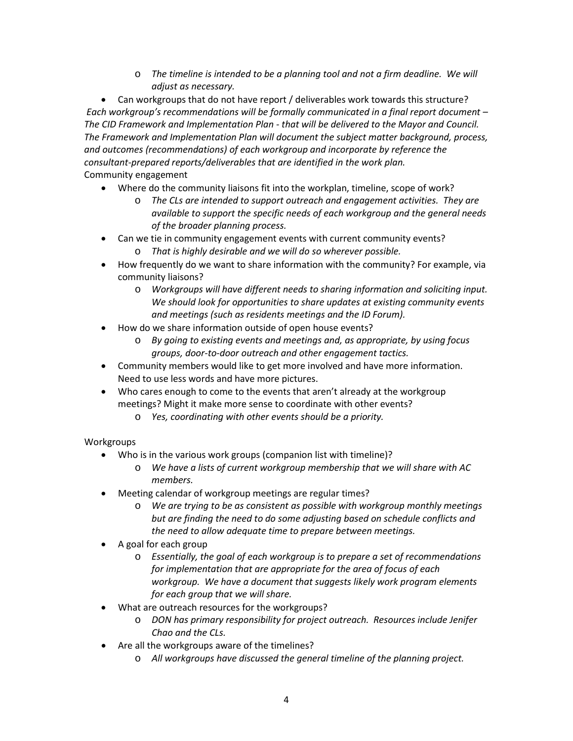- *The timeline is intended to be a planning tool and not a firm deadline. We will adjust as necessary.*

- Can workgroups that do not have report / deliverables work towards this structure?

*Each workgroup's recommendations will be formally communicated in a final report document – The CID Framework and Implementation Plan - that will be delivered to the Mayor and Council. The Framework and Implementation Plan will document the subject matter background, process, and outcomes (recommendations) of each workgroup and incorporate by reference the consultant-prepared reports/deliverables that are identified in the work plan.*

Community engagement

- Where do the community liaisons fit into the workplan, timeline, scope of work?
  - *The CLs are intended to support outreach and engagement activities. They are available to support the specific needs of each workgroup and the general needs of the broader planning process.*
- Can we tie in community engagement events with current community events?
  - *That is highly desirable and we will do so wherever possible.*
- How frequently do we want to share information with the community? For example, via community liaisons?
  - *Workgroups will have different needs to sharing information and soliciting input. We should look for opportunities to share updates at existing community events and meetings (such as residents meetings and the ID Forum).*
- How do we share information outside of open house events?
  - *By going to existing events and meetings and, as appropriate, by using focus groups, door-to-door outreach and other engagement tactics.*
- Community members would like to get more involved and have more information. Need to use less words and have more pictures.
- Who cares enough to come to the events that aren't already at the workgroup meetings? Might it make more sense to coordinate with other events?
  - *Yes, coordinating with other events should be a priority.*

Workgroups

- Who is in the various work groups (companion list with timeline)?
  - *We have a lists of current workgroup membership that we will share with AC members.*
- Meeting calendar of workgroup meetings are regular times?
  - *We are trying to be as consistent as possible with workgroup monthly meetings but are finding the need to do some adjusting based on schedule conflicts and the need to allow adequate time to prepare between meetings.*
- A goal for each group
  - *Essentially, the goal of each workgroup is to prepare a set of recommendations for implementation that are appropriate for the area of focus of each workgroup. We have a document that suggests likely work program elements for each group that we will share.*
- What are outreach resources for the workgroups?
  - *DON has primary responsibility for project outreach. Resources include Jenifer Chao and the CLs.*
- Are all the workgroups aware of the timelines?
  - *All workgroups have discussed the general timeline of the planning project.*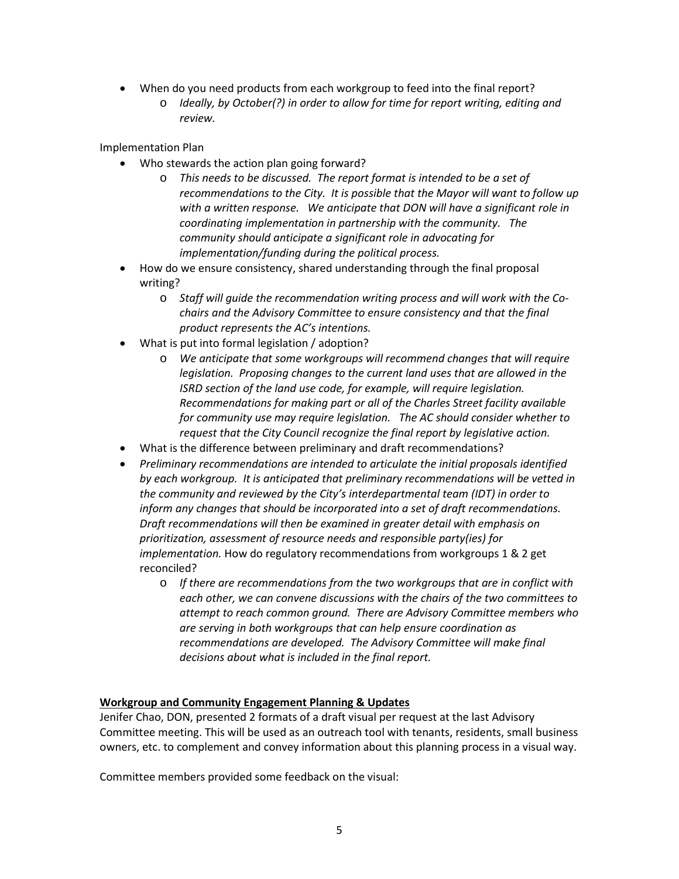- When do you need products from each workgroup to feed into the final report?
  - *Ideally, by October(?) in order to allow for time for report writing, editing and review.*

Implementation Plan

- Who stewards the action plan going forward?
  - *This needs to be discussed. The report format is intended to be a set of recommendations to the City. It is possible that the Mayor will want to follow up with a written response. We anticipate that DON will have a significant role in coordinating implementation in partnership with the community. The community should anticipate a significant role in advocating for implementation/funding during the political process.*
- How do we ensure consistency, shared understanding through the final proposal writing?
  - *Staff will guide the recommendation writing process and will work with the Co-chairs and the Advisory Committee to ensure consistency and that the final product represents the AC's intentions.*
- What is put into formal legislation / adoption?
  - *We anticipate that some workgroups will recommend changes that will require legislation. Proposing changes to the current land uses that are allowed in the ISRD section of the land use code, for example, will require legislation. Recommendations for making part or all of the Charles Street facility available for community use may require legislation. The AC should consider whether to request that the City Council recognize the final report by legislative action.*
- What is the difference between preliminary and draft recommendations?
- *Preliminary recommendations are intended to articulate the initial proposals identified by each workgroup. It is anticipated that preliminary recommendations will be vetted in the community and reviewed by the City's interdepartmental team (IDT) in order to inform any changes that should be incorporated into a set of draft recommendations. Draft recommendations will then be examined in greater detail with emphasis on prioritization, assessment of resource needs and responsible party(ies) for implementation.* How do regulatory recommendations from workgroups 1 & 2 get reconciled?
  - *If there are recommendations from the two workgroups that are in conflict with each other, we can convene discussions with the chairs of the two committees to attempt to reach common ground. There are Advisory Committee members who are serving in both workgroups that can help ensure coordination as recommendations are developed. The Advisory Committee will make final decisions about what is included in the final report.*

**<u>Workgroup and Community Engagement Planning & Updates</u>**

Jenifer Chao, DON, presented 2 formats of a draft visual per request at the last Advisory Committee meeting. This will be used as an outreach tool with tenants, residents, small business owners, etc. to complement and convey information about this planning process in a visual way.

Committee members provided some feedback on the visual: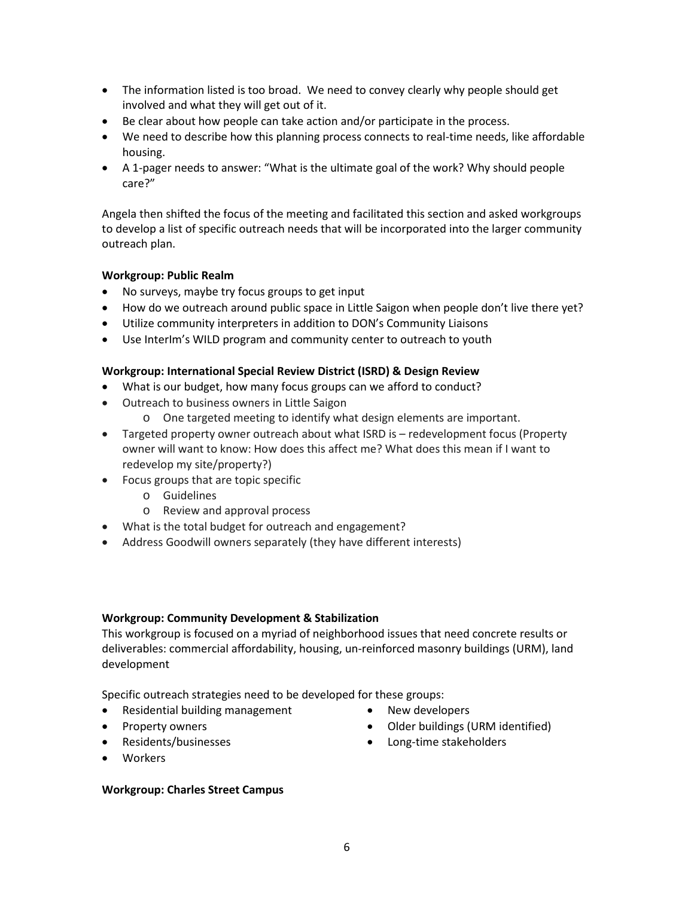- The information listed is too broad. We need to convey clearly why people should get involved and what they will get out of it.
- Be clear about how people can take action and/or participate in the process.
- We need to describe how this planning process connects to real-time needs, like affordable housing.
- A 1-pager needs to answer: "What is the ultimate goal of the work? Why should people care?"

Angela then shifted the focus of the meeting and facilitated this section and asked workgroups to develop a list of specific outreach needs that will be incorporated into the larger community outreach plan.

**Workgroup: Public Realm**

- No surveys, maybe try focus groups to get input
- How do we outreach around public space in Little Saigon when people don't live there yet?
- Utilize community interpreters in addition to DON's Community Liaisons
- Use InterIm's WILD program and community center to outreach to youth

**Workgroup: International Special Review District (ISRD) & Design Review**

- What is our budget, how many focus groups can we afford to conduct?
- Outreach to business owners in Little Saigon
  - One targeted meeting to identify what design elements are important.
- Targeted property owner outreach about what ISRD is – redevelopment focus (Property owner will want to know: How does this affect me? What does this mean if I want to redevelop my site/property?)
- Focus groups that are topic specific
  - Guidelines
  - Review and approval process
- What is the total budget for outreach and engagement?
- Address Goodwill owners separately (they have different interests)

**Workgroup: Community Development & Stabilization**

This workgroup is focused on a myriad of neighborhood issues that need concrete results or deliverables: commercial affordability, housing, un-reinforced masonry buildings (URM), land development

Specific outreach strategies need to be developed for these groups:

- Residential building management
- Property owners
- Residents/businesses
- Workers
- New developers
- Older buildings (URM identified)
- Long-time stakeholders

**Workgroup: Charles Street Campus**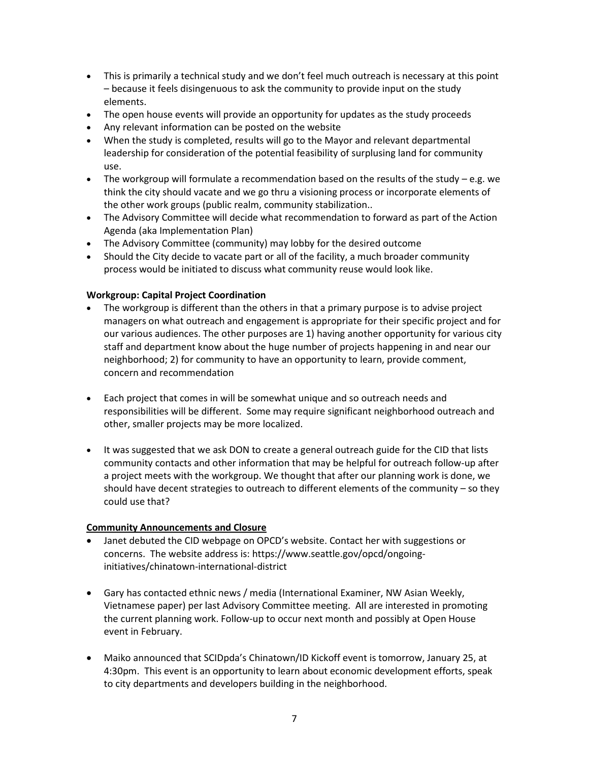- This is primarily a technical study and we don't feel much outreach is necessary at this point – because it feels disingenuous to ask the community to provide input on the study elements.
- The open house events will provide an opportunity for updates as the study proceeds
- Any relevant information can be posted on the website
- When the study is completed, results will go to the Mayor and relevant departmental leadership for consideration of the potential feasibility of surplusing land for community use.
- The workgroup will formulate a recommendation based on the results of the study – e.g. we think the city should vacate and we go thru a visioning process or incorporate elements of the other work groups (public realm, community stabilization..
- The Advisory Committee will decide what recommendation to forward as part of the Action Agenda (aka Implementation Plan)
- The Advisory Committee (community) may lobby for the desired outcome
- Should the City decide to vacate part or all of the facility, a much broader community process would be initiated to discuss what community reuse would look like.

**Workgroup: Capital Project Coordination**

- The workgroup is different than the others in that a primary purpose is to advise project managers on what outreach and engagement is appropriate for their specific project and for our various audiences. The other purposes are 1) having another opportunity for various city staff and department know about the huge number of projects happening in and near our neighborhood; 2) for community to have an opportunity to learn, provide comment, concern and recommendation

- Each project that comes in will be somewhat unique and so outreach needs and responsibilities will be different. Some may require significant neighborhood outreach and other, smaller projects may be more localized.

- It was suggested that we ask DON to create a general outreach guide for the CID that lists community contacts and other information that may be helpful for outreach follow-up after a project meets with the workgroup. We thought that after our planning work is done, we should have decent strategies to outreach to different elements of the community – so they could use that?

**Community Announcements and Closure**

- Janet debuted the CID webpage on OPCD's website. Contact her with suggestions or concerns. The website address is: https://www.seattle.gov/opcd/ongoing-initiatives/chinatown-international-district

- Gary has contacted ethnic news / media (International Examiner, NW Asian Weekly, Vietnamese paper) per last Advisory Committee meeting. All are interested in promoting the current planning work. Follow-up to occur next month and possibly at Open House event in February.

- Maiko announced that SCIDpda's Chinatown/ID Kickoff event is tomorrow, January 25, at 4:30pm. This event is an opportunity to learn about economic development efforts, speak to city departments and developers building in the neighborhood.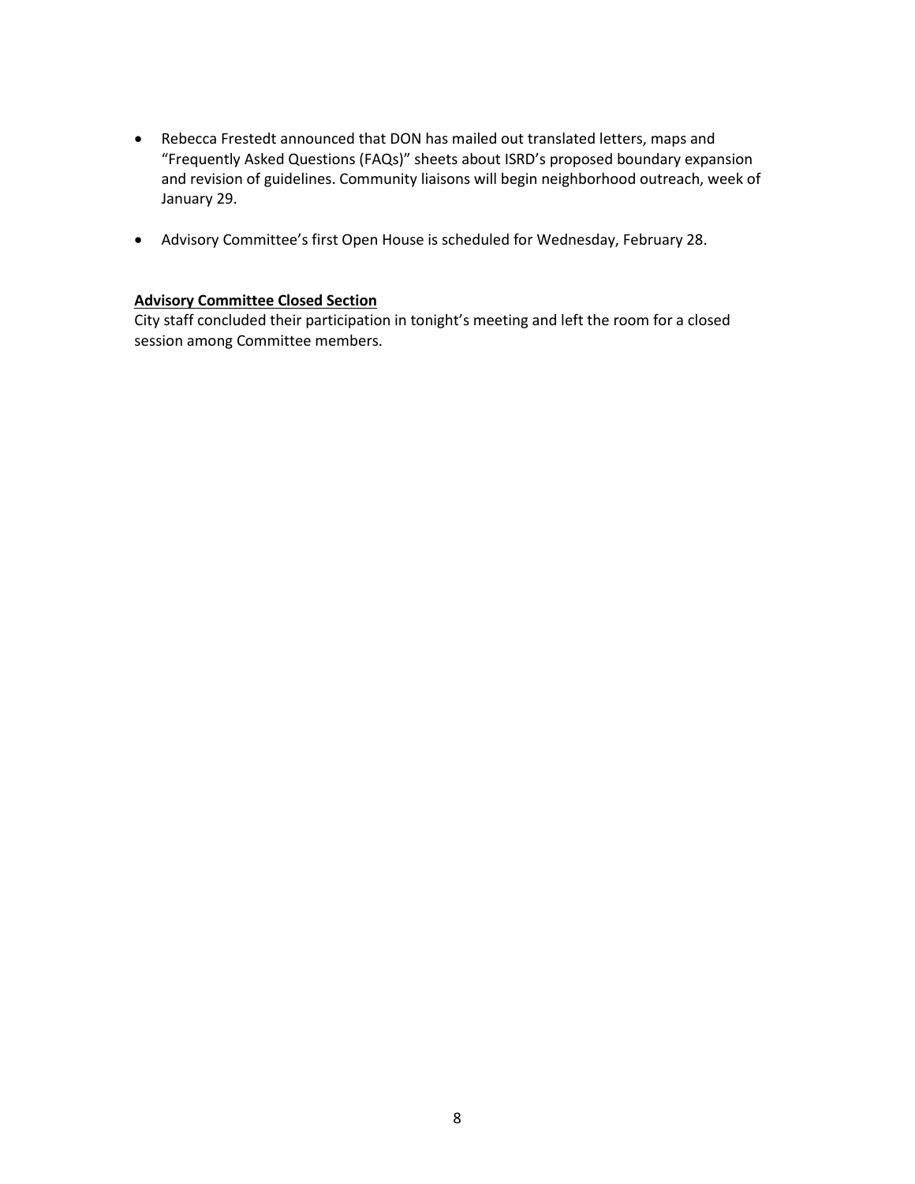- Rebecca Frestedt announced that DON has mailed out translated letters, maps and "Frequently Asked Questions (FAQs)" sheets about ISRD's proposed boundary expansion and revision of guidelines. Community liaisons will begin neighborhood outreach, week of January 29.

- Advisory Committee's first Open House is scheduled for Wednesday, February 28.

**Advisory Committee Closed Section**

City staff concluded their participation in tonight's meeting and left the room for a closed session among Committee members.